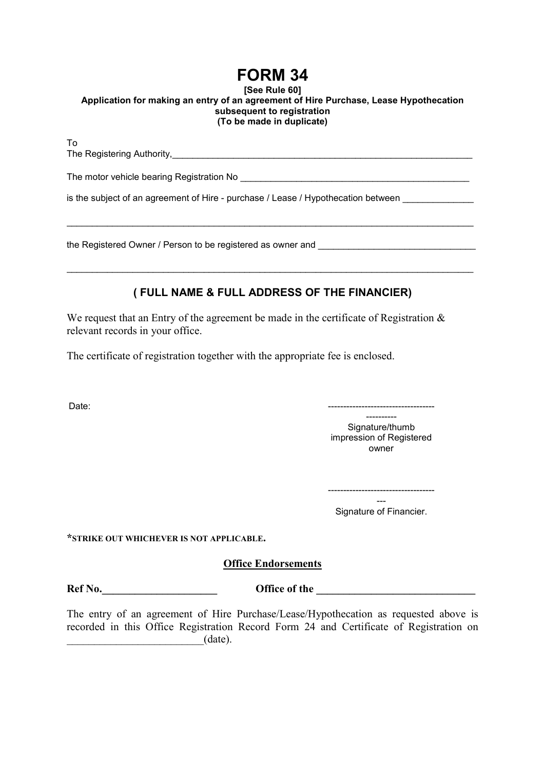# FORM 34

**[See Rule 60]**

**Application for making an entry of an agreement of Hire Purchase, Lease Hypothecation subsequent to registration**

**(To be made in duplicate)**

To
The Registering Authority,_______________________________________________

The motor vehicle bearing Registration No ____________________________________

is the subject of an agreement of Hire - purchase / Lease / Hypothecation between ______________

_______________________________________________________________________

the Registered Owner / Person to be registered as owner and ______________________________

_______________________________________________________________________

## ( FULL NAME & FULL ADDRESS OF THE FINANCIER)

We request that an Entry of the agreement be made in the certificate of Registration & relevant records in your office.

The certificate of registration together with the appropriate fee is enclosed.

Date:

---------------------------------------------
Signature/thumb impression of Registered owner

--------------------------------------
Signature of Financier.

***STRIKE OUT WHICHEVER IS NOT APPLICABLE.**

**Office Endorsements**

**Ref No.______________________** **Office of the ______________________________**

The entry of an agreement of Hire Purchase/Lease/Hypothecation as requested above is recorded in this Office Registration Record Form 24 and Certificate of Registration on _________________________(date).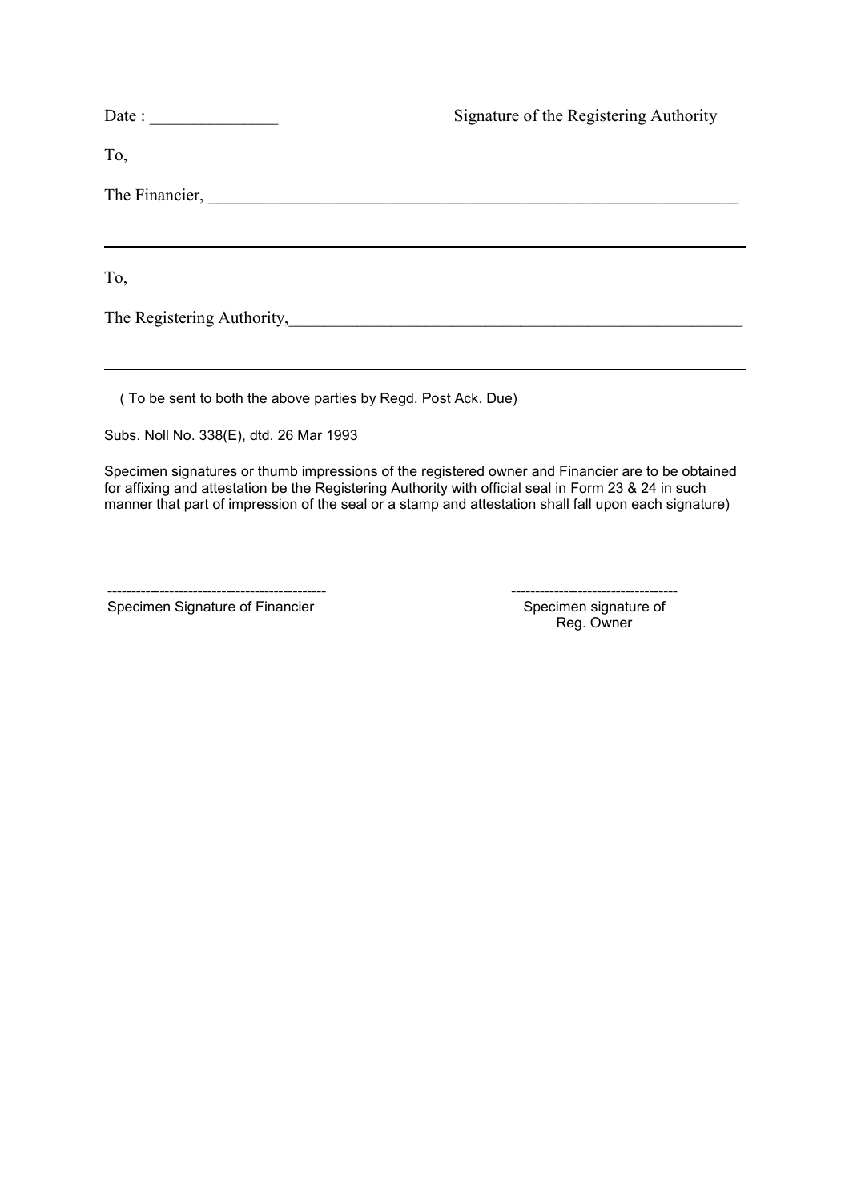Date : _______________ Signature of the Registering Authority

To,

The Financier, ________________________________________________________________

---

To,

The Registering Authority,________________________________________________________

---

( To be sent to both the above parties by Regd. Post Ack. Due)

Subs. Noll No. 338(E), dtd. 26 Mar 1993

Specimen signatures or thumb impressions of the registered owner and Financier are to be obtained for affixing and attestation be the Registering Authority with official seal in Form 23 & 24 in such manner that part of impression of the seal or a stamp and attestation shall fall upon each signature)

---------------------------------------------- Specimen Signature of Financier

----------------------------------- Specimen signature of Reg. Owner